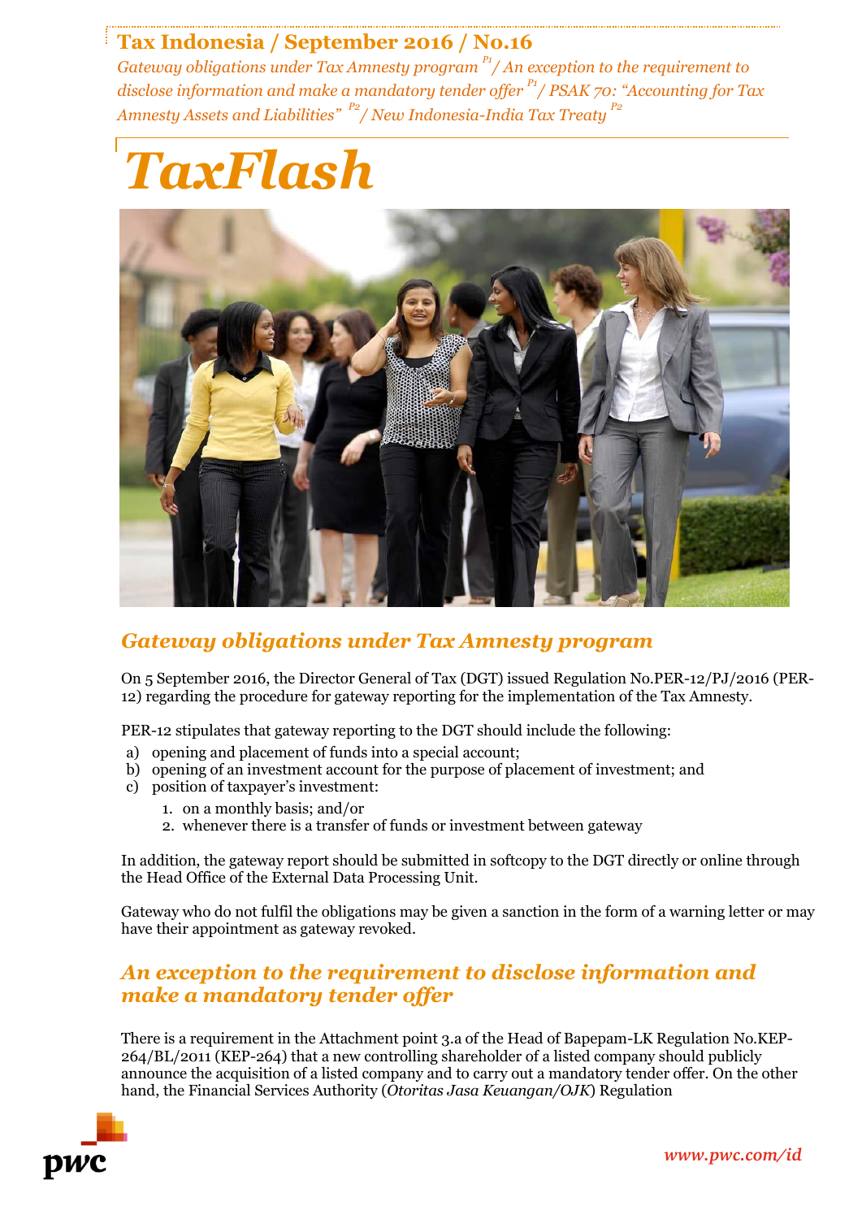# Tax Indonesia / September 2016 / No.16

*Gateway obligations under Tax Amnesty program [P1] / An exception to the requirement to disclose information and make a mandatory tender offer [P1] / PSAK 70: "Accounting for Tax Amnesty Assets and Liabilities" [P2] / New Indonesia-India Tax Treaty [P2]*

# *TaxFlash*

## *Gateway obligations under Tax Amnesty program*

On 5 September 2016, the Director General of Tax (DGT) issued Regulation No.PER-12/PJ/2016 (PER-12) regarding the procedure for gateway reporting for the implementation of the Tax Amnesty.

PER-12 stipulates that gateway reporting to the DGT should include the following:

a) opening and placement of funds into a special account;
b) opening of an investment account for the purpose of placement of investment; and
c) position of taxpayer's investment:
   1. on a monthly basis; and/or
   2. whenever there is a transfer of funds or investment between gateway

In addition, the gateway report should be submitted in softcopy to the DGT directly or online through the Head Office of the External Data Processing Unit.

Gateway who do not fulfil the obligations may be given a sanction in the form of a warning letter or may have their appointment as gateway revoked.

## *An exception to the requirement to disclose information and make a mandatory tender offer*

There is a requirement in the Attachment point 3.a of the Head of Bapepam-LK Regulation No.KEP-264/BL/2011 (KEP-264) that a new controlling shareholder of a listed company should publicly announce the acquisition of a listed company and to carry out a mandatory tender offer. On the other hand, the Financial Services Authority (*Otoritas Jasa Keuangan/OJK*) Regulation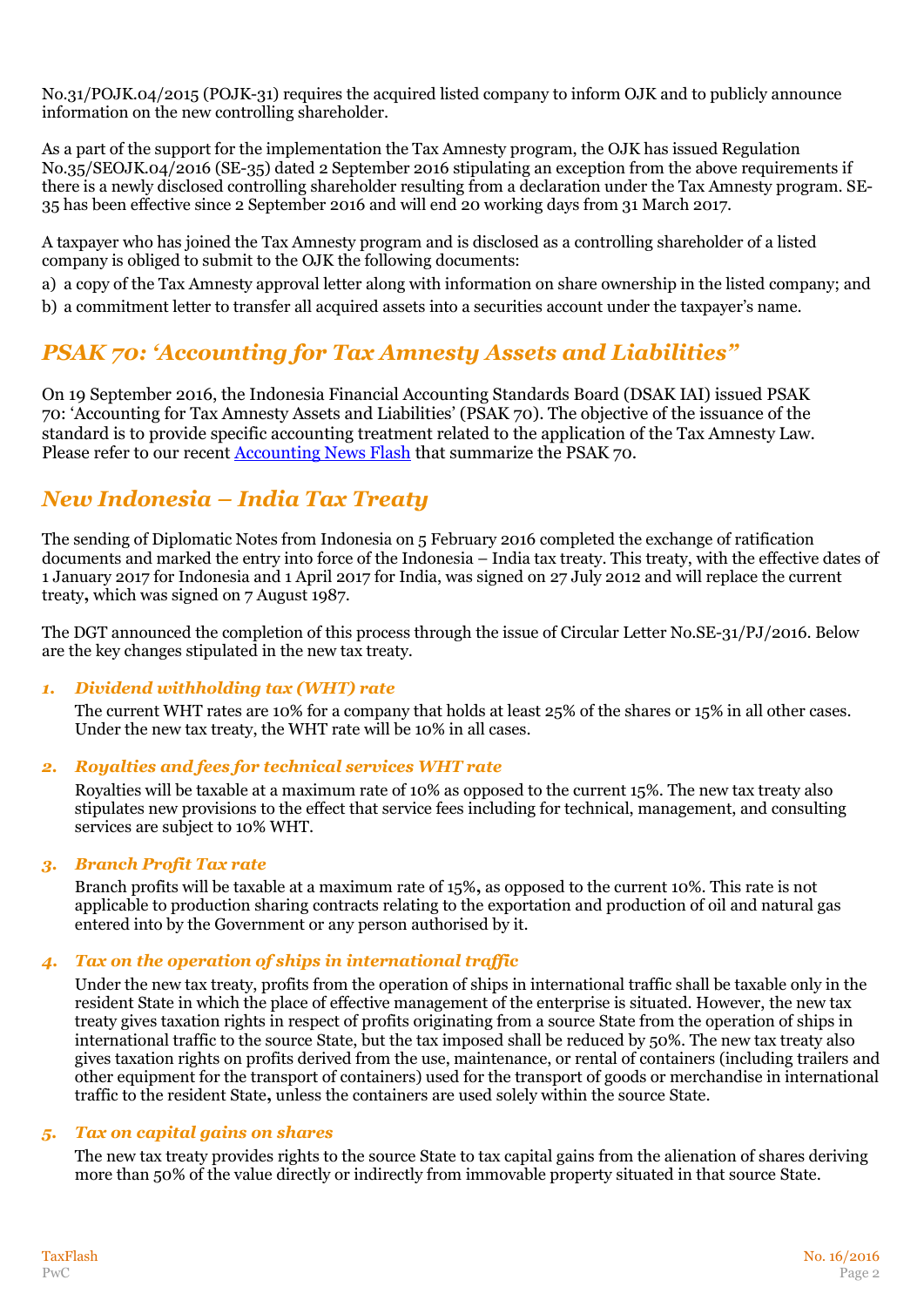No.31/POJK.04/2015 (POJK-31) requires the acquired listed company to inform OJK and to publicly announce information on the new controlling shareholder.

As a part of the support for the implementation the Tax Amnesty program, the OJK has issued Regulation No.35/SEOJK.04/2016 (SE-35) dated 2 September 2016 stipulating an exception from the above requirements if there is a newly disclosed controlling shareholder resulting from a declaration under the Tax Amnesty program. SE-35 has been effective since 2 September 2016 and will end 20 working days from 31 March 2017.

A taxpayer who has joined the Tax Amnesty program and is disclosed as a controlling shareholder of a listed company is obliged to submit to the OJK the following documents:

a) a copy of the Tax Amnesty approval letter along with information on share ownership in the listed company; and
b) a commitment letter to transfer all acquired assets into a securities account under the taxpayer's name.

## *PSAK 70: 'Accounting for Tax Amnesty Assets and Liabilities"*

On 19 September 2016, the Indonesia Financial Accounting Standards Board (DSAK IAI) issued PSAK 70: 'Accounting for Tax Amnesty Assets and Liabilities' (PSAK 70). The objective of the issuance of the standard is to provide specific accounting treatment related to the application of the Tax Amnesty Law. Please refer to our recent Accounting News Flash that summarize the PSAK 70.

## *New Indonesia – India Tax Treaty*

The sending of Diplomatic Notes from Indonesia on 5 February 2016 completed the exchange of ratification documents and marked the entry into force of the Indonesia – India tax treaty. This treaty, with the effective dates of 1 January 2017 for Indonesia and 1 April 2017 for India, was signed on 27 July 2012 and will replace the current treaty**,** which was signed on 7 August 1987.

The DGT announced the completion of this process through the issue of Circular Letter No.SE-31/PJ/2016. Below are the key changes stipulated in the new tax treaty.

### 1. *Dividend withholding tax (WHT) rate*

The current WHT rates are 10% for a company that holds at least 25% of the shares or 15% in all other cases. Under the new tax treaty, the WHT rate will be 10% in all cases.

### 2. *Royalties and fees for technical services WHT rate*

Royalties will be taxable at a maximum rate of 10% as opposed to the current 15%. The new tax treaty also stipulates new provisions to the effect that service fees including for technical, management, and consulting services are subject to 10% WHT.

### 3. *Branch Profit Tax rate*

Branch profits will be taxable at a maximum rate of 15%**,** as opposed to the current 10%. This rate is not applicable to production sharing contracts relating to the exportation and production of oil and natural gas entered into by the Government or any person authorised by it.

### 4. *Tax on the operation of ships in international traffic*

Under the new tax treaty, profits from the operation of ships in international traffic shall be taxable only in the resident State in which the place of effective management of the enterprise is situated. However, the new tax treaty gives taxation rights in respect of profits originating from a source State from the operation of ships in international traffic to the source State, but the tax imposed shall be reduced by 50%. The new tax treaty also gives taxation rights on profits derived from the use, maintenance, or rental of containers (including trailers and other equipment for the transport of containers) used for the transport of goods or merchandise in international traffic to the resident State**,** unless the containers are used solely within the source State.

### 5. *Tax on capital gains on shares*

The new tax treaty provides rights to the source State to tax capital gains from the alienation of shares deriving more than 50% of the value directly or indirectly from immovable property situated in that source State.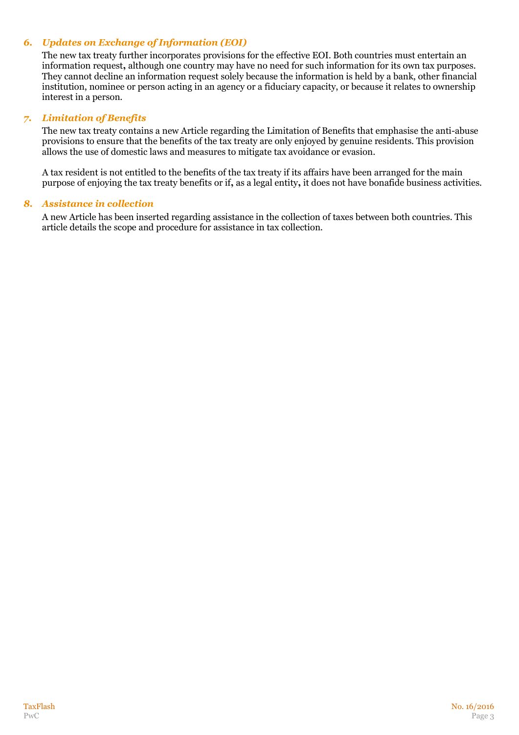### *6. Updates on Exchange of Information (EOI)*

The new tax treaty further incorporates provisions for the effective EOI. Both countries must entertain an information request, although one country may have no need for such information for its own tax purposes. They cannot decline an information request solely because the information is held by a bank, other financial institution, nominee or person acting in an agency or a fiduciary capacity, or because it relates to ownership interest in a person.

### *7. Limitation of Benefits*

The new tax treaty contains a new Article regarding the Limitation of Benefits that emphasise the anti-abuse provisions to ensure that the benefits of the tax treaty are only enjoyed by genuine residents. This provision allows the use of domestic laws and measures to mitigate tax avoidance or evasion.

A tax resident is not entitled to the benefits of the tax treaty if its affairs have been arranged for the main purpose of enjoying the tax treaty benefits or if, as a legal entity, it does not have bonafide business activities.

### *8. Assistance in collection*

A new Article has been inserted regarding assistance in the collection of taxes between both countries. This article details the scope and procedure for assistance in tax collection.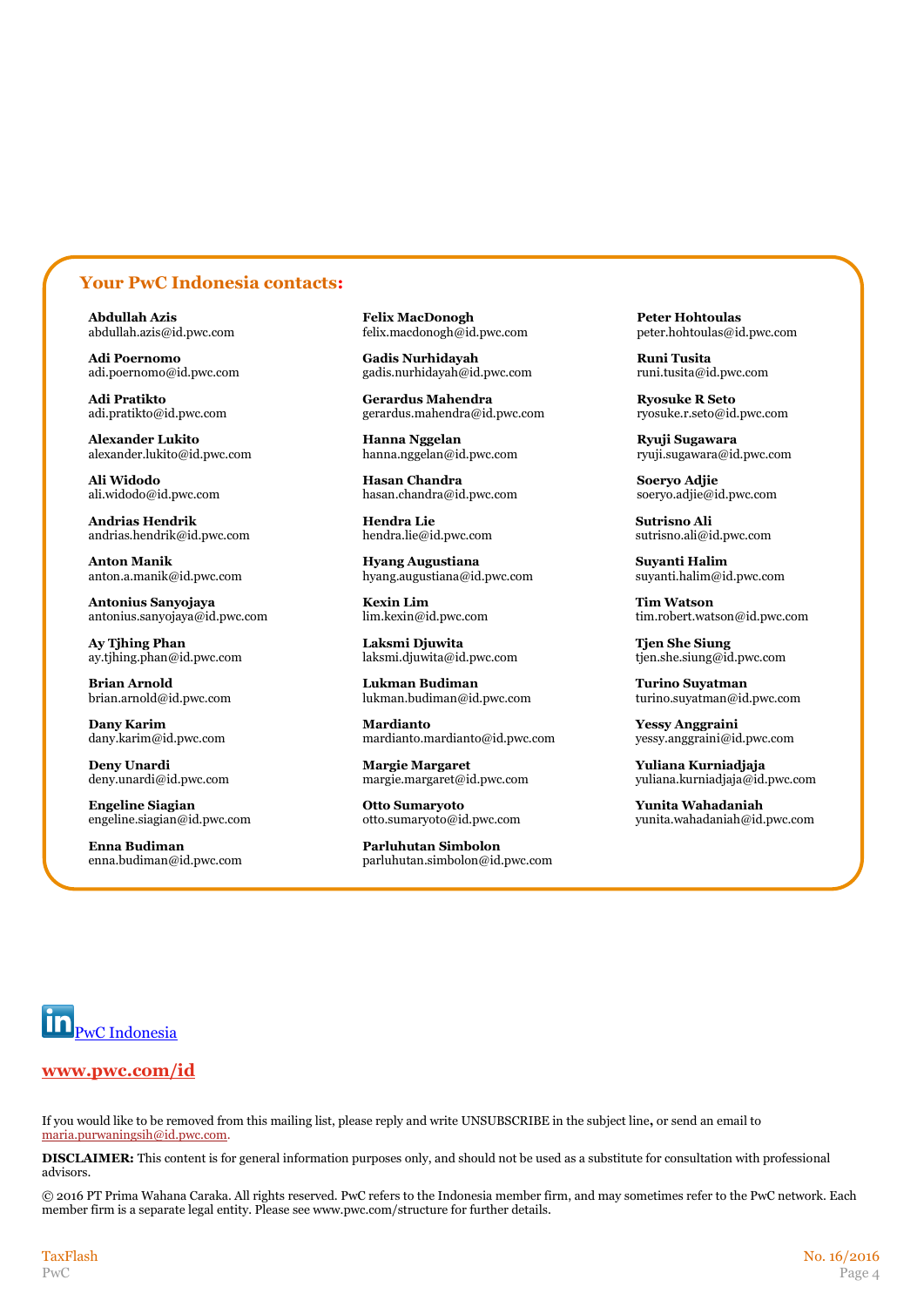## Your PwC Indonesia contacts:

**Abdullah Azis**
abdullah.azis@id.pwc.com

**Adi Poernomo**
adi.poernomo@id.pwc.com

**Adi Pratikto**
adi.pratikto@id.pwc.com

**Alexander Lukito**
alexander.lukito@id.pwc.com

**Ali Widodo**
ali.widodo@id.pwc.com

**Andrias Hendrik**
andrias.hendrik@id.pwc.com

**Anton Manik**
anton.a.manik@id.pwc.com

**Antonius Sanyojaya**
antonius.sanyojaya@id.pwc.com

**Ay Tjhing Phan**
ay.tjhing.phan@id.pwc.com

**Brian Arnold**
brian.arnold@id.pwc.com

**Dany Karim**
dany.karim@id.pwc.com

**Deny Unardi**
deny.unardi@id.pwc.com

**Engeline Siagian**
engeline.siagian@id.pwc.com

**Enna Budiman**
enna.budiman@id.pwc.com

**Felix MacDonogh**
felix.macdonogh@id.pwc.com

**Gadis Nurhidayah**
gadis.nurhidayah@id.pwc.com

**Gerardus Mahendra**
gerardus.mahendra@id.pwc.com

**Hanna Nggelan**
hanna.nggelan@id.pwc.com

**Hasan Chandra**
hasan.chandra@id.pwc.com

**Hendra Lie**
hendra.lie@id.pwc.com

**Hyang Augustiana**
hyang.augustiana@id.pwc.com

**Kexin Lim**
lim.kexin@id.pwc.com

**Laksmi Djuwita**
laksmi.djuwita@id.pwc.com

**Lukman Budiman**
lukman.budiman@id.pwc.com

**Mardianto**
mardianto.mardianto@id.pwc.com

**Margie Margaret**
margie.margaret@id.pwc.com

**Otto Sumaryoto**
otto.sumaryoto@id.pwc.com

**Parluhutan Simbolon**
parluhutan.simbolon@id.pwc.com

**Peter Hohtoulas**
peter.hohtoulas@id.pwc.com

**Runi Tusita**
runi.tusita@id.pwc.com

**Ryosuke R Seto**
ryosuke.r.seto@id.pwc.com

**Ryuji Sugawara**
ryuji.sugawara@id.pwc.com

**Soeryo Adjie**
soeryo.adjie@id.pwc.com

**Sutrisno Ali**
sutrisno.ali@id.pwc.com

**Suyanti Halim**
suyanti.halim@id.pwc.com

**Tim Watson**
tim.robert.watson@id.pwc.com

**Tjen She Siung**
tjen.she.siung@id.pwc.com

**Turino Suyatman**
turino.suyatman@id.pwc.com

**Yessy Anggraini**
yessy.anggraini@id.pwc.com

**Yuliana Kurniadjaja**
yuliana.kurniadjaja@id.pwc.com

**Yunita Wahadaniah**
yunita.wahadaniah@id.pwc.com

PwC Indonesia

**www.pwc.com/id**

If you would like to be removed from this mailing list, please reply and write UNSUBSCRIBE in the subject line, or send an email to maria.purwaningsih@id.pwc.com.

**DISCLAIMER:** This content is for general information purposes only, and should not be used as a substitute for consultation with professional advisors.

© 2016 PT Prima Wahana Caraka. All rights reserved. PwC refers to the Indonesia member firm, and may sometimes refer to the PwC network. Each member firm is a separate legal entity. Please see www.pwc.com/structure for further details.